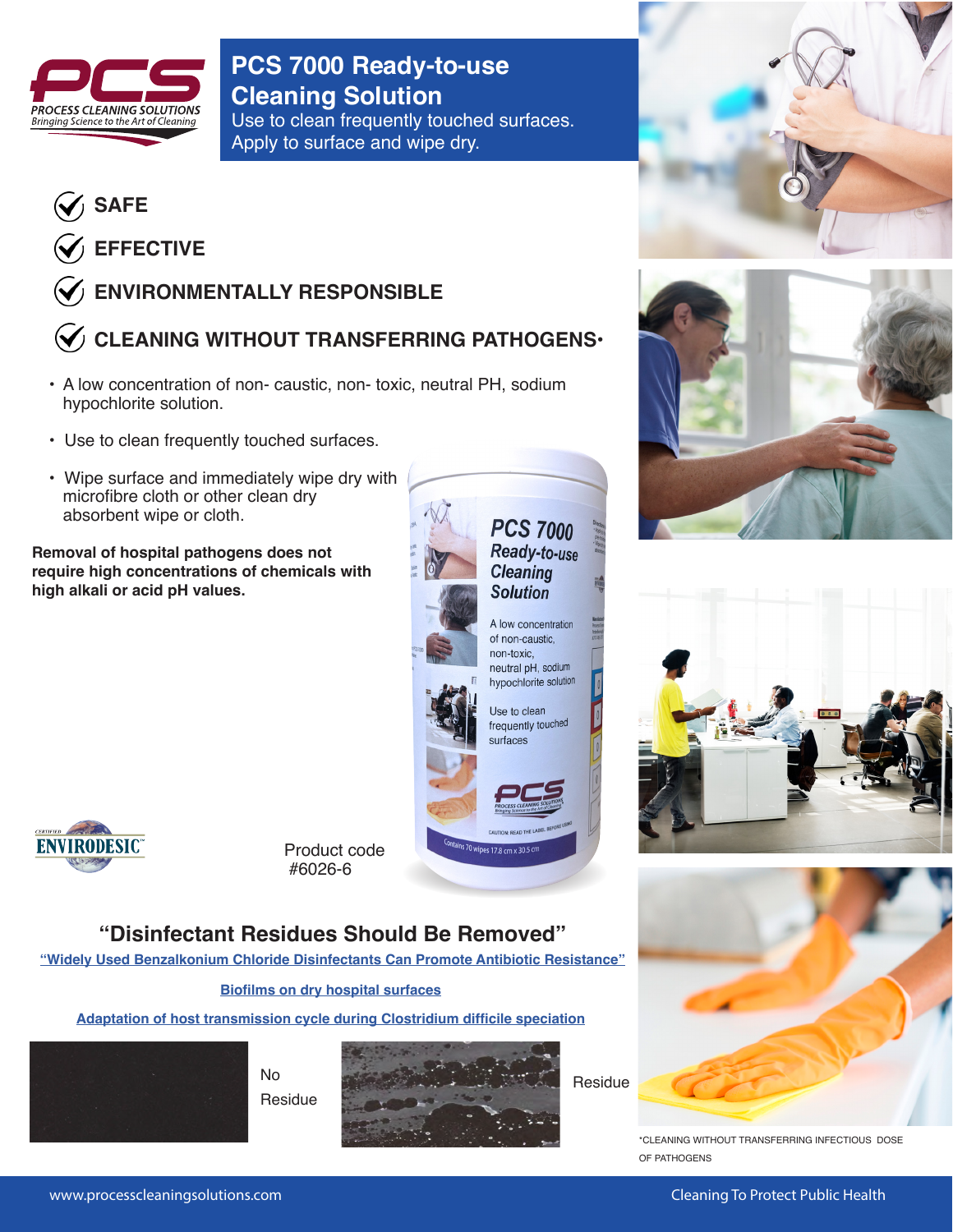PCS

PROCESS CLEANING SOLUTIONS

*Bringing Science to the Art of Cleaning*

# PCS 7000 Ready-to-use Cleaning Solution

Use to clean frequently touched surfaces.
Apply to surface and wipe dry.

- **SAFE**
- **EFFECTIVE**
- **ENVIRONMENTALLY RESPONSIBLE**
- **CLEANING WITHOUT TRANSFERRING PATHOGENS***

- A low concentration of non- caustic, non- toxic, neutral PH, sodium hypochlorite solution.
- Use to clean frequently touched surfaces.
- Wipe surface and immediately wipe dry with microfibre cloth or other clean dry absorbent wipe or cloth.

**Removal of hospital pathogens does not require high concentrations of chemicals with high alkali or acid pH values.**

CERTIFIED ENVIRODESIC™

Product code
#6026-6

## "Disinfectant Residues Should Be Removed"

["Widely Used Benzalkonium Chloride Disinfectants Can Promote Antibiotic Resistance"]()

[Biofilms on dry hospital surfaces]()

[Adaptation of host transmission cycle during Clostridium difficile speciation]()

No Residue

Residue

*CLEANING WITHOUT TRANSFERRING INFECTIOUS DOSE OF PATHOGENS

www.processcleaningsolutions.com

Cleaning To Protect Public Health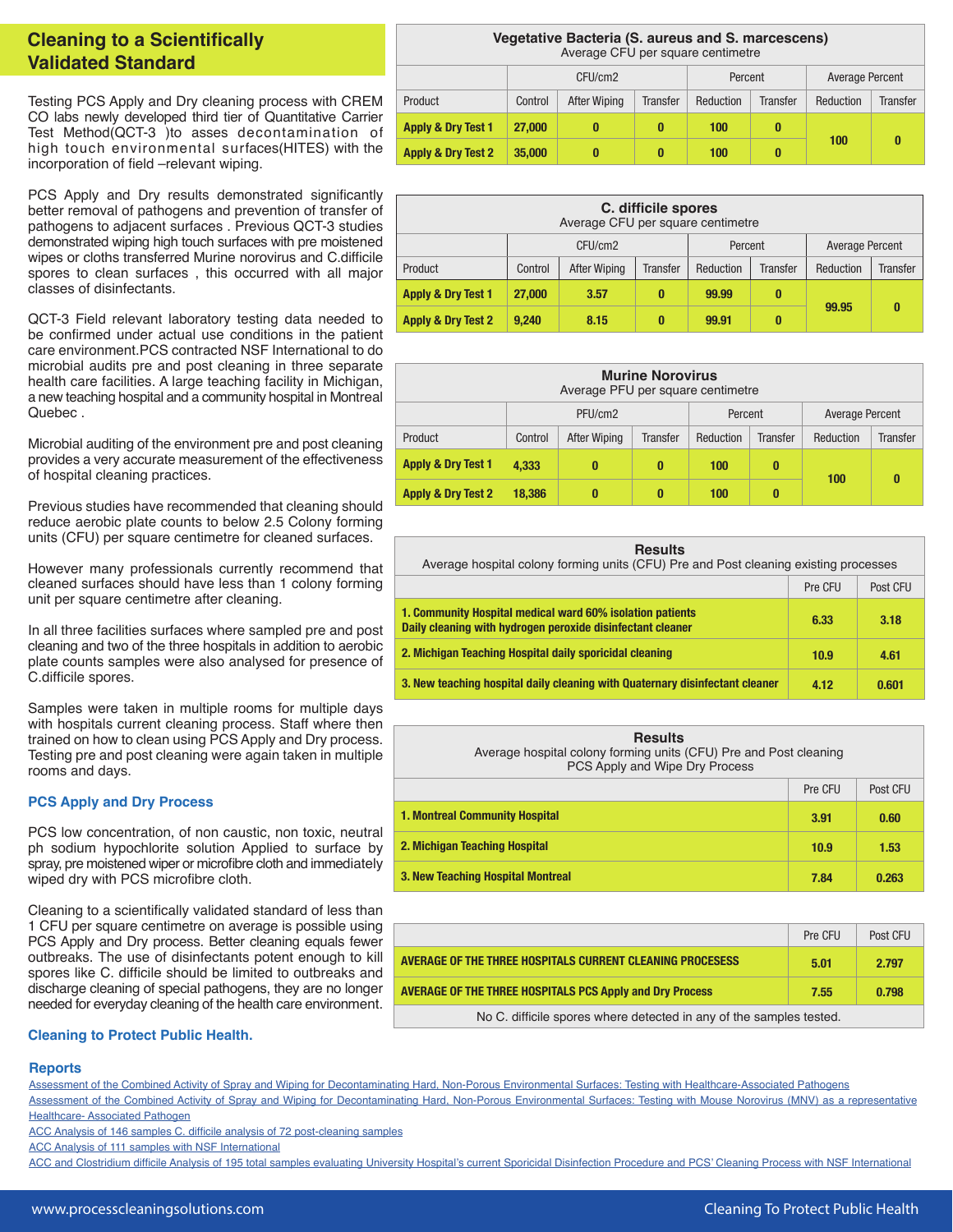## Cleaning to a Scientifically Validated Standard

Testing PCS Apply and Dry cleaning process with CREM CO labs newly developed third tier of Quantitative Carrier Test Method(QCT-3 )to asses decontamination of high touch environmental surfaces(HITES) with the incorporation of field –relevant wiping.

PCS Apply and Dry results demonstrated significantly better removal of pathogens and prevention of transfer of pathogens to adjacent surfaces . Previous QCT-3 studies demonstrated wiping high touch surfaces with pre moistened wipes or cloths transferred Murine norovirus and C.difficile spores to clean surfaces , this occurred with all major classes of disinfectants.

QCT-3 Field relevant laboratory testing data needed to be confirmed under actual use conditions in the patient care environment.PCS contracted NSF International to do microbial audits pre and post cleaning in three separate health care facilities. A large teaching facility in Michigan, a new teaching hospital and a community hospital in Montreal Quebec .

Microbial auditing of the environment pre and post cleaning provides a very accurate measurement of the effectiveness of hospital cleaning practices.

Previous studies have recommended that cleaning should reduce aerobic plate counts to below 2.5 Colony forming units (CFU) per square centimetre for cleaned surfaces.

However many professionals currently recommend that cleaned surfaces should have less than 1 colony forming unit per square centimetre after cleaning.

In all three facilities surfaces where sampled pre and post cleaning and two of the three hospitals in addition to aerobic plate counts samples were also analysed for presence of C.difficile spores.

Samples were taken in multiple rooms for multiple days with hospitals current cleaning process. Staff where then trained on how to clean using PCS Apply and Dry process. Testing pre and post cleaning were again taken in multiple rooms and days.

### PCS Apply and Dry Process

PCS low concentration, of non caustic, non toxic, neutral ph sodium hypochlorite solution Applied to surface by spray, pre moistened wiper or microfibre cloth and immediately wiped dry with PCS microfibre cloth.

Cleaning to a scientifically validated standard of less than 1 CFU per square centimetre on average is possible using PCS Apply and Dry process. Better cleaning equals fewer outbreaks. The use of disinfectants potent enough to kill spores like C. difficile should be limited to outbreaks and discharge cleaning of special pathogens, they are no longer needed for everyday cleaning of the health care environment.

### Cleaning to Protect Public Health.

**Vegetative Bacteria (S. aureus and S. marcescens)**
Average CFU per square centimetre

| | CFU/cm2 | | | Percent | | Average Percent | |
|---|---|---|---|---|---|---|---|
| Product | Control | After Wiping | Transfer | Reduction | Transfer | Reduction | Transfer |
| Apply & Dry Test 1 | 27,000 | 0 | 0 | 100 | 0 | 100 | 0 |
| Apply & Dry Test 2 | 35,000 | 0 | 0 | 100 | 0 | | |

**C. difficile spores**
Average CFU per square centimetre

| | CFU/cm2 | | | Percent | | Average Percent | |
|---|---|---|---|---|---|---|---|
| Product | Control | After Wiping | Transfer | Reduction | Transfer | Reduction | Transfer |
| Apply & Dry Test 1 | 27,000 | 3.57 | 0 | 99.99 | 0 | 99.95 | 0 |
| Apply & Dry Test 2 | 9,240 | 8.15 | 0 | 99.91 | 0 | | |

**Murine Norovirus**
Average PFU per square centimetre

| | PFU/cm2 | | | Percent | | Average Percent | |
|---|---|---|---|---|---|---|---|
| Product | Control | After Wiping | Transfer | Reduction | Transfer | Reduction | Transfer |
| Apply & Dry Test 1 | 4,333 | 0 | 0 | 100 | 0 | 100 | 0 |
| Apply & Dry Test 2 | 18,386 | 0 | 0 | 100 | 0 | | |

**Results**
Average hospital colony forming units (CFU) Pre and Post cleaning existing processes

| | Pre CFU | Post CFU |
|---|---|---|
| 1. Community Hospital medical ward 60% isolation patients Daily cleaning with hydrogen peroxide disinfectant cleaner | 6.33 | 3.18 |
| 2. Michigan Teaching Hospital daily sporicidal cleaning | 10.9 | 4.61 |
| 3. New teaching hospital daily cleaning with Quaternary disinfectant cleaner | 4.12 | 0.601 |

**Results**
Average hospital colony forming units (CFU) Pre and Post cleaning PCS Apply and Wipe Dry Process

| | Pre CFU | Post CFU |
|---|---|---|
| 1. Montreal Community Hospital | 3.91 | 0.60 |
| 2. Michigan Teaching Hospital | 10.9 | 1.53 |
| 3. New Teaching Hospital Montreal | 7.84 | 0.263 |

| | Pre CFU | Post CFU |
|---|---|---|
| AVERAGE OF THE THREE HOSPITALS CURRENT CLEANING PROCESESS | 5.01 | 2.797 |
| AVERAGE OF THE THREE HOSPITALS PCS Apply and Dry Process | 7.55 | 0.798 |

No C. difficile spores where detected in any of the samples tested.

### Reports

- Assessment of the Combined Activity of Spray and Wiping for Decontaminating Hard, Non-Porous Environmental Surfaces: Testing with Healthcare-Associated Pathogens
- Assessment of the Combined Activity of Spray and Wiping for Decontaminating Hard, Non-Porous Environmental Surfaces: Testing with Mouse Norovirus (MNV) as a representative Healthcare- Associated Pathogen
- ACC Analysis of 146 samples C. difficile analysis of 72 post-cleaning samples
- ACC Analysis of 111 samples with NSF International
- ACC and Clostridium difficile Analysis of 195 total samples evaluating University Hospital's current Sporicidal Disinfection Procedure and PCS' Cleaning Process with NSF International

www.processcleaningsolutions.com

Cleaning To Protect Public Health